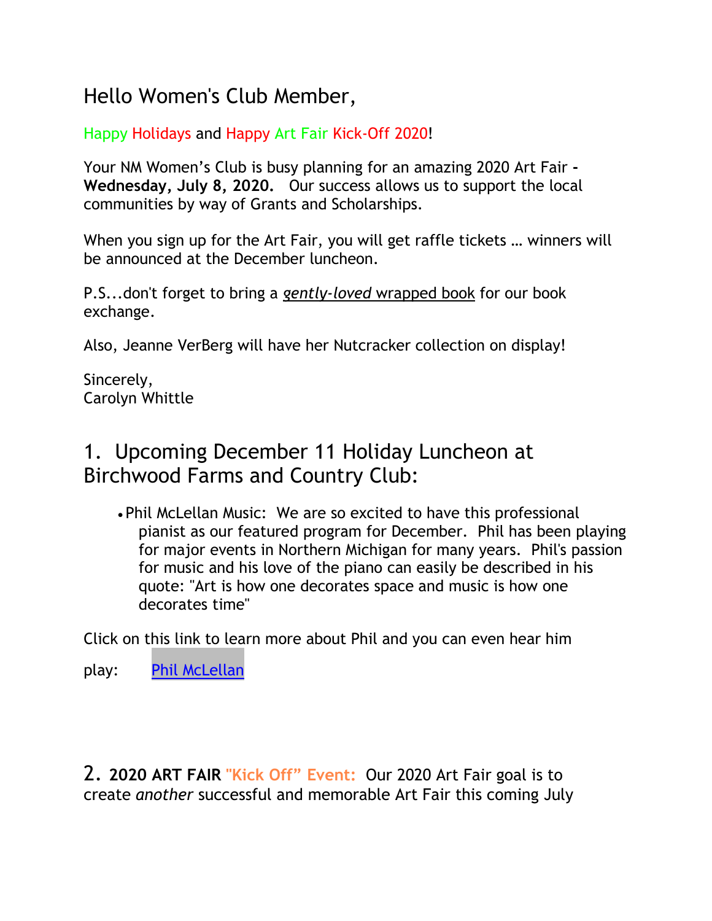# Hello Women's Club Member,

Happy Holidays and Happy Art Fair Kick-Off 2020!

Your NM Women's Club is busy planning for an amazing 2020 Art Fair - **Wednesday, July 8, 2020.** Our success allows us to support the local communities by way of Grants and Scholarships.

When you sign up for the Art Fair, you will get raffle tickets … winners will be announced at the December luncheon.

P.S...don't forget to bring a *gently-loved* wrapped book for our book exchange.

Also, Jeanne VerBerg will have her Nutcracker collection on display!

Sincerely,
Carolyn Whittle

## 1. Upcoming December 11 Holiday Luncheon at Birchwood Farms and Country Club:

- Phil McLellan Music: We are so excited to have this professional pianist as our featured program for December. Phil has been playing for major events in Northern Michigan for many years. Phil's passion for music and his love of the piano can easily be described in his quote: "Art is how one decorates space and music is how one decorates time"

Click on this link to learn more about Phil and you can even hear him play: Phil McLellan

## 2. **2020 ART FAIR "Kick Off" Event:** Our 2020 Art Fair goal is to create *another* successful and memorable Art Fair this coming July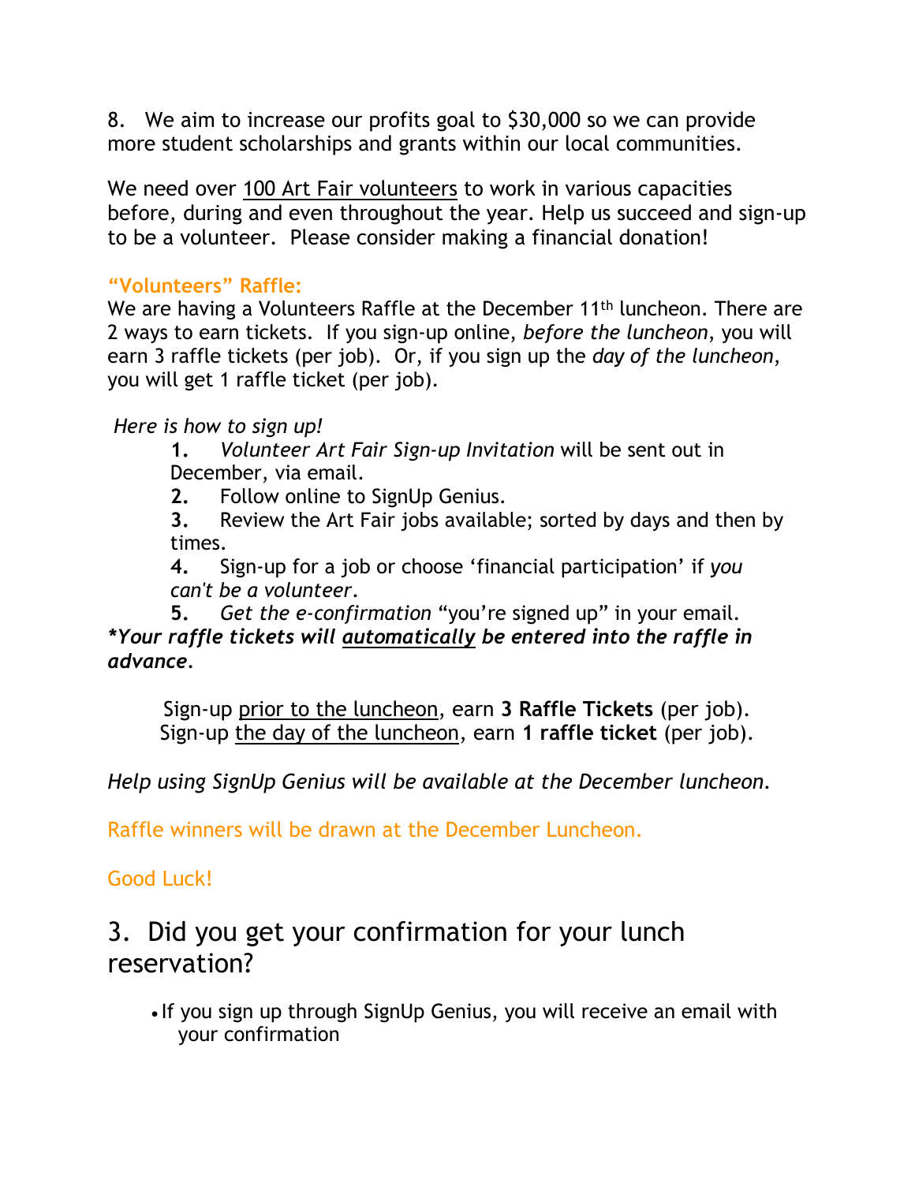8. We aim to increase our profits goal to $30,000 so we can provide more student scholarships and grants within our local communities.

We need over 100 Art Fair volunteers to work in various capacities before, during and even throughout the year. Help us succeed and sign-up to be a volunteer. Please consider making a financial donation!

**"Volunteers" Raffle:**

We are having a Volunteers Raffle at the December 11th luncheon. There are 2 ways to earn tickets. If you sign-up online, *before the luncheon*, you will earn 3 raffle tickets (per job). Or, if you sign up the *day of the luncheon*, you will get 1 raffle ticket (per job).

*Here is how to sign up!*

1. *Volunteer Art Fair Sign-up Invitation* will be sent out in December, via email.
2. Follow online to SignUp Genius.
3. Review the Art Fair jobs available; sorted by days and then by times.
4. Sign-up for a job or choose 'financial participation' if *you can't be a volunteer*.
5. *Get the e-confirmation* "you're signed up" in your email.

***Your raffle tickets will automatically be entered into the raffle in advance.***

Sign-up prior to the luncheon, earn **3 Raffle Tickets** (per job).
Sign-up the day of the luncheon, earn **1 raffle ticket** (per job).

*Help using SignUp Genius will be available at the December luncheon.*

Raffle winners will be drawn at the December Luncheon.

Good Luck!

## 3. Did you get your confirmation for your lunch reservation?

- If you sign up through SignUp Genius, you will receive an email with your confirmation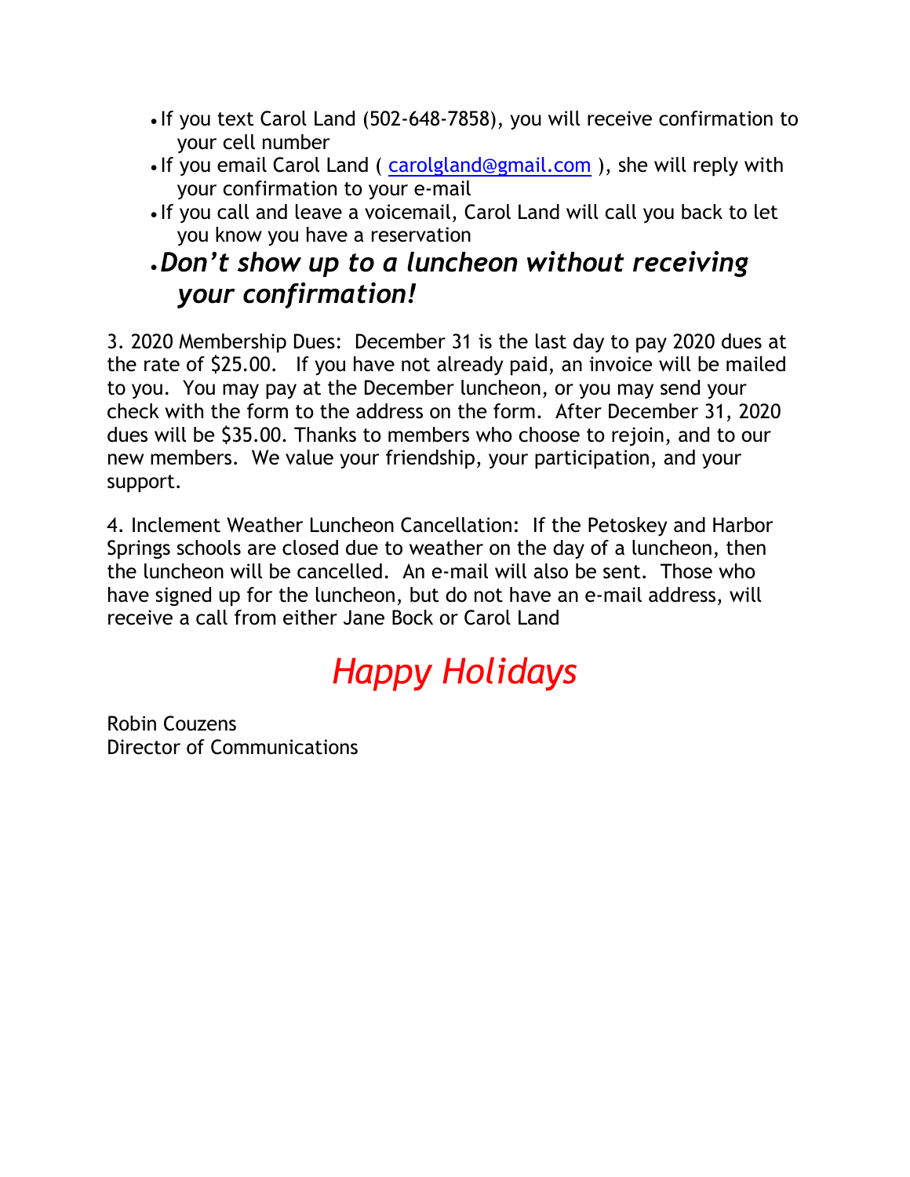- If you text Carol Land (502-648-7858), you will receive confirmation to your cell number
- If you email Carol Land ( carolgland@gmail.com ), she will reply with your confirmation to your e-mail
- If you call and leave a voicemail, Carol Land will call you back to let you know you have a reservation
- ***Don't show up to a luncheon without receiving your confirmation!***

3. 2020 Membership Dues: December 31 is the last day to pay 2020 dues at the rate of $25.00. If you have not already paid, an invoice will be mailed to you. You may pay at the December luncheon, or you may send your check with the form to the address on the form. After December 31, 2020 dues will be $35.00. Thanks to members who choose to rejoin, and to our new members. We value your friendship, your participation, and your support.

4. Inclement Weather Luncheon Cancellation: If the Petoskey and Harbor Springs schools are closed due to weather on the day of a luncheon, then the luncheon will be cancelled. An e-mail will also be sent. Those who have signed up for the luncheon, but do not have an e-mail address, will receive a call from either Jane Bock or Carol Land

*Happy Holidays*

Robin Couzens
Director of Communications